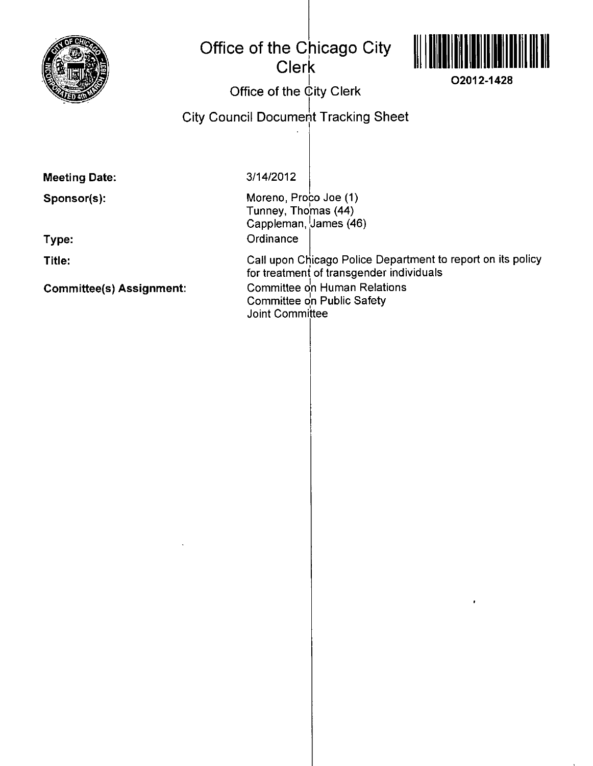# Office of the Chicago City Clerk

O2012-1428

## Office of the City Clerk

## City Council Document Tracking Sheet

**Meeting Date:** 3/14/2012

**Sponsor(s):** Moreno, Proco Joe (1)
Tunney, Thomas (44)
Cappleman, James (46)

**Type:** Ordinance

**Title:** Call upon Chicago Police Department to report on its policy for treatment of transgender individuals

**Committee(s) Assignment:** Committee on Human Relations
Committee on Public Safety
Joint Committee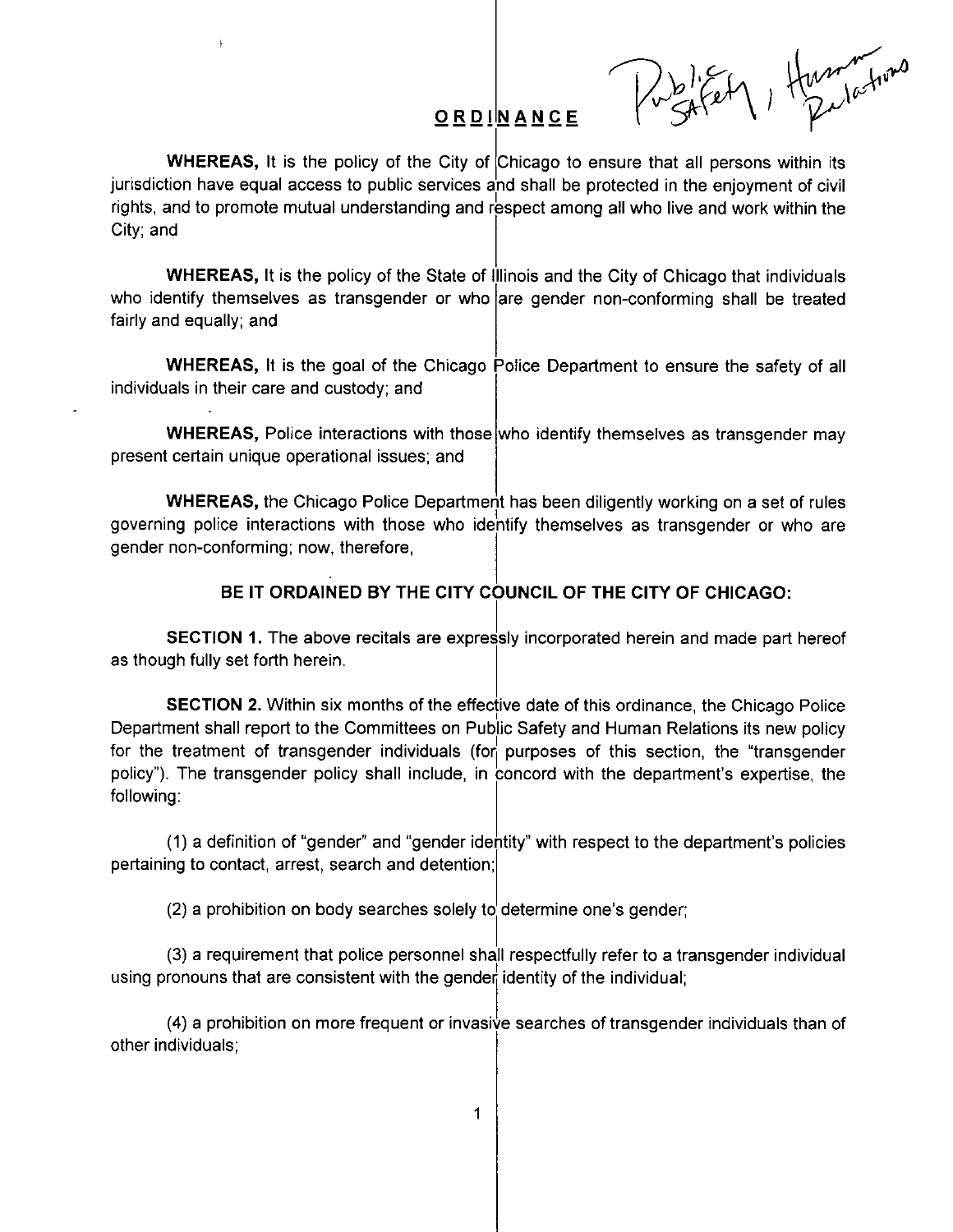Public Safety, Human Relations

# ORDINANCE

**WHEREAS,** It is the policy of the City of Chicago to ensure that all persons within its jurisdiction have equal access to public services and shall be protected in the enjoyment of civil rights, and to promote mutual understanding and respect among all who live and work within the City; and

**WHEREAS,** It is the policy of the State of Illinois and the City of Chicago that individuals who identify themselves as transgender or who are gender non-conforming shall be treated fairly and equally; and

**WHEREAS,** It is the goal of the Chicago Police Department to ensure the safety of all individuals in their care and custody; and

**WHEREAS,** Police interactions with those who identify themselves as transgender may present certain unique operational issues; and

**WHEREAS,** the Chicago Police Department has been diligently working on a set of rules governing police interactions with those who identify themselves as transgender or who are gender non-conforming; now, therefore,

**BE IT ORDAINED BY THE CITY COUNCIL OF THE CITY OF CHICAGO:**

**SECTION 1.** The above recitals are expressly incorporated herein and made part hereof as though fully set forth herein.

**SECTION 2.** Within six months of the effective date of this ordinance, the Chicago Police Department shall report to the Committees on Public Safety and Human Relations its new policy for the treatment of transgender individuals (for purposes of this section, the "transgender policy"). The transgender policy shall include, in concord with the department's expertise, the following:

(1) a definition of "gender" and "gender identity" with respect to the department's policies pertaining to contact, arrest, search and detention;

(2) a prohibition on body searches solely to determine one's gender;

(3) a requirement that police personnel shall respectfully refer to a transgender individual using pronouns that are consistent with the gender identity of the individual;

(4) a prohibition on more frequent or invasive searches of transgender individuals than of other individuals;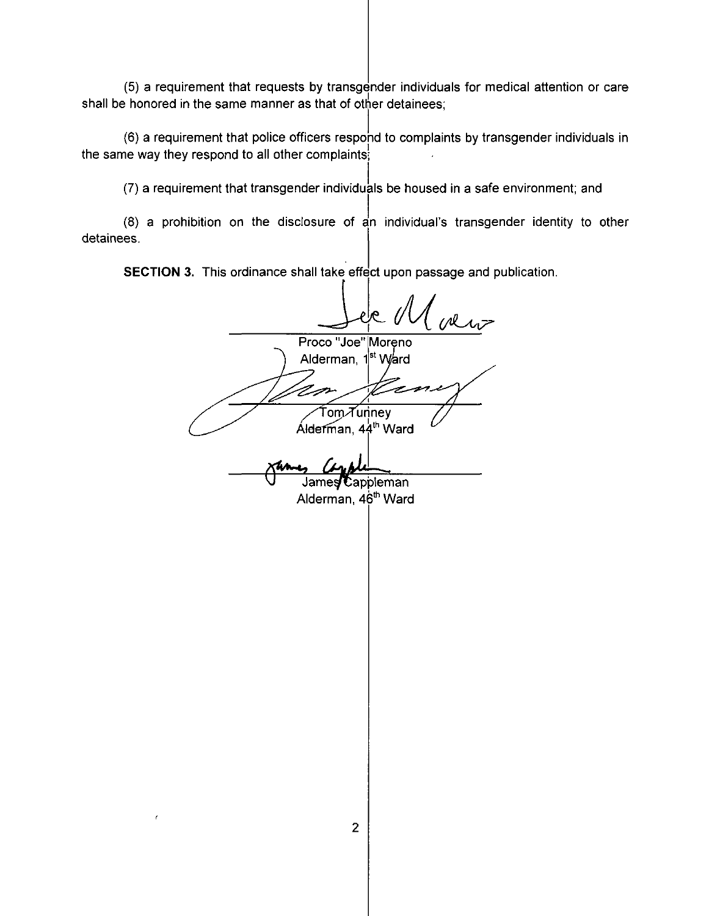(5) a requirement that requests by transgender individuals for medical attention or care shall be honored in the same manner as that of other detainees;

(6) a requirement that police officers respond to complaints by transgender individuals in the same way they respond to all other complaints;

(7) a requirement that transgender individuals be housed in a safe environment; and

(8) a prohibition on the disclosure of an individual's transgender identity to other detainees.

**SECTION 3.** This ordinance shall take effect upon passage and publication.

Proco "Joe" Moreno
Alderman, 1st Ward

Tom Tunney
Alderman, 44th Ward

James Cappleman
Alderman, 46th Ward